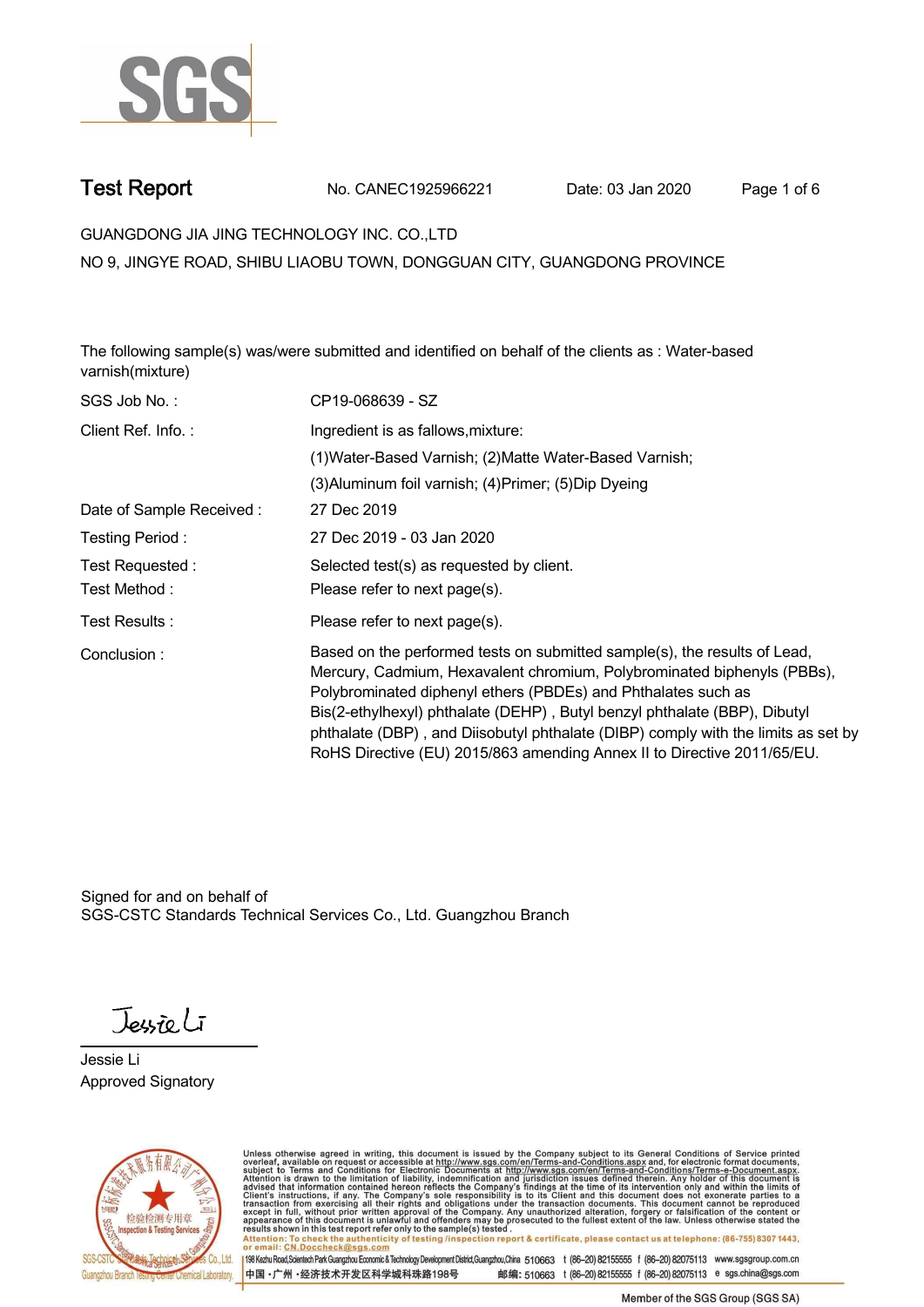# Test Report

No. CANEC1925966221 Date: 03 Jan 2020

GUANGDONG JIA JING TECHNOLOGY INC. CO.,LTD

NO 9, JINGYE ROAD, SHIBU LIAOBU TOWN, DONGGUAN CITY, GUANGDONG PROVINCE

The following sample(s) was/were submitted and identified on behalf of the clients as : Water-based varnish(mixture)

| | |
|---|---|
| SGS Job No. : | CP19-068639 - SZ |
| Client Ref. Info. : | Ingredient is as fallows,mixture: (1)Water-Based Varnish; (2)Matte Water-Based Varnish; (3)Aluminum foil varnish; (4)Primer; (5)Dip Dyeing |
| Date of Sample Received : | 27 Dec 2019 |
| Testing Period : | 27 Dec 2019 - 03 Jan 2020 |
| Test Requested : | Selected test(s) as requested by client. |
| Test Method : | Please refer to next page(s). |
| Test Results : | Please refer to next page(s). |
| Conclusion : | Based on the performed tests on submitted sample(s), the results of Lead, Mercury, Cadmium, Hexavalent chromium, Polybrominated biphenyls (PBBs), Polybrominated diphenyl ethers (PBDEs) and Phthalates such as Bis(2-ethylhexyl) phthalate (DEHP) , Butyl benzyl phthalate (BBP), Dibutyl phthalate (DBP) , and Diisobutyl phthalate (DIBP) comply with the limits as set by RoHS Directive (EU) 2015/863 amending Annex II to Directive 2011/65/EU. |

Signed for and on behalf of
SGS-CSTC Standards Technical Services Co., Ltd. Guangzhou Branch

Jessie Li
Approved Signatory

Unless otherwise agreed in writing, this document is issued by the Company subject to its General Conditions of Service printed overleaf, available on request or accessible at http://www.sgs.com/en/Terms-and-Conditions.aspx and, for electronic format documents, subject to Terms and Conditions for Electronic Documents at http://www.sgs.com/en/Terms-and-Conditions/Terms-e-Document.aspx. Attention is drawn to the limitation of liability, indemnification and jurisdiction issues defined therein. Any holder of this document is advised that information contained hereon reflects the Company's findings at the time of its intervention only and within the limits of Client's instructions, if any. The Company's sole responsibility is to its Client and this document does not exonerate parties to a transaction from exercising all their rights and obligations under the transaction documents. This document cannot be reproduced except in full, without prior written approval of the Company. Any unauthorized alteration, forgery or falsification of the content or appearance of this document is unlawful and offenders may be prosecuted to the fullest extent of the law. Unless otherwise stated the results shown in this test report refer only to the sample(s) tested .

Attention: To check the authenticity of testing /inspection report & certificate, please contact us at telephone: (86-755) 8307 1443, or email: CN.Doccheck@sgs.com

198 Kezhu Road,Scientech Park Guangzhou Economic & Technology Development District,Guangzhou,China 510663 t (86–20) 82155555 f (86–20) 82075113 www.sgsgroup.com.cn
中国 •广州 •经济技术开发区科学城科珠路198号 邮编: 510663 t (86–20) 82155555 f (86–20) 82075113 e sgs.china@sgs.com

Member of the SGS Group (SGS SA)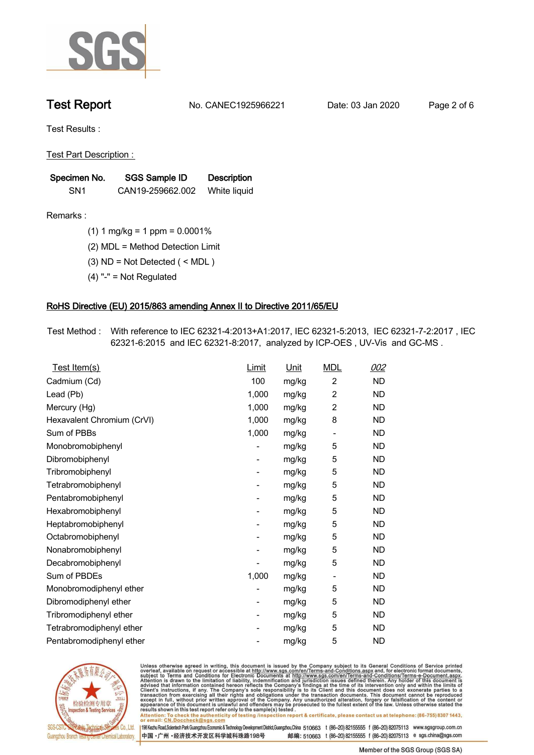# Test Report

No. CANEC1925966221 Date: 03 Jan 2020

Test Results :

Test Part Description :

| Specimen No. | SGS Sample ID | Description |
|---|---|---|
| SN1 | CAN19-259662.002 | White liquid |

Remarks :

(1) 1 mg/kg = 1 ppm = 0.0001%

(2) MDL = Method Detection Limit

(3) ND = Not Detected ( < MDL )

(4) "-" = Not Regulated

## RoHS Directive (EU) 2015/863 amending Annex II to Directive 2011/65/EU

Test Method : With reference to IEC 62321-4:2013+A1:2017, IEC 62321-5:2013, IEC 62321-7-2:2017 , IEC 62321-6:2015 and IEC 62321-8:2017, analyzed by ICP-OES , UV-Vis and GC-MS .

| Test Item(s) | Limit | Unit | MDL | 002 |
|---|---|---|---|---|
| Cadmium (Cd) | 100 | mg/kg | 2 | ND |
| Lead (Pb) | 1,000 | mg/kg | 2 | ND |
| Mercury (Hg) | 1,000 | mg/kg | 2 | ND |
| Hexavalent Chromium (CrVI) | 1,000 | mg/kg | 8 | ND |
| Sum of PBBs | 1,000 | mg/kg | - | ND |
| Monobromobiphenyl | - | mg/kg | 5 | ND |
| Dibromobiphenyl | - | mg/kg | 5 | ND |
| Tribromobiphenyl | - | mg/kg | 5 | ND |
| Tetrabromobiphenyl | - | mg/kg | 5 | ND |
| Pentabromobiphenyl | - | mg/kg | 5 | ND |
| Hexabromobiphenyl | - | mg/kg | 5 | ND |
| Heptabromobiphenyl | - | mg/kg | 5 | ND |
| Octabromobiphenyl | - | mg/kg | 5 | ND |
| Nonabromobiphenyl | - | mg/kg | 5 | ND |
| Decabromobiphenyl | - | mg/kg | 5 | ND |
| Sum of PBDEs | 1,000 | mg/kg | - | ND |
| Monobromodiphenyl ether | - | mg/kg | 5 | ND |
| Dibromodiphenyl ether | - | mg/kg | 5 | ND |
| Tribromodiphenyl ether | - | mg/kg | 5 | ND |
| Tetrabromodiphenyl ether | - | mg/kg | 5 | ND |
| Pentabromodiphenyl ether | - | mg/kg | 5 | ND |

Unless otherwise agreed in writing, this document is issued by the Company subject to its General Conditions of Service printed overleaf, available on request or accessible at http://www.sgs.com/en/Terms-and-Conditions.aspx and, for electronic format documents, subject to Terms and Conditions for Electronic Documents at http://www.sgs.com/en/Terms-and-Conditions/Terms-e-Document.aspx. Attention is drawn to the limitation of liability, indemnification and jurisdiction issues defined therein. Any holder of this document is advised that information contained hereon reflects the Company's findings at the time of its intervention only and within the limits of Client's instructions, if any. The Company's sole responsibility is to its Client and this document does not exonerate parties to a transaction from exercising all their rights and obligations under the transaction documents. This document cannot be reproduced except in full, without prior written approval of the Company. Any unauthorized alteration, forgery or falsification of the content or appearance of this document is unlawful and offenders may be prosecuted to the fullest extent of the law. Unless otherwise stated the results shown in this test report refer only to the sample(s) tested .

Attention: To check the authenticity of testing /inspection report & certificate, please contact us at telephone: (86-755) 8307 1443, or email: CN.Doccheck@sgs.com

SGS-CSTC Standards Technical Services Co., Ltd. Guangzhou Branch Testing Center Chemical Laboratory. 198 Kezhu Road,Scientech Park Guangzhou Economic & Technology Development District,Guangzhou,China 510663 t (86-20) 82155555 f (86-20) 82075113 www.sgsgroup.com.cn

中国 •广州 •经济技术开发区科学城科珠路198号 邮编: 510663 t (86-20) 82155555 f (86-20) 82075113 e sgs.china@sgs.com

Member of the SGS Group (SGS SA)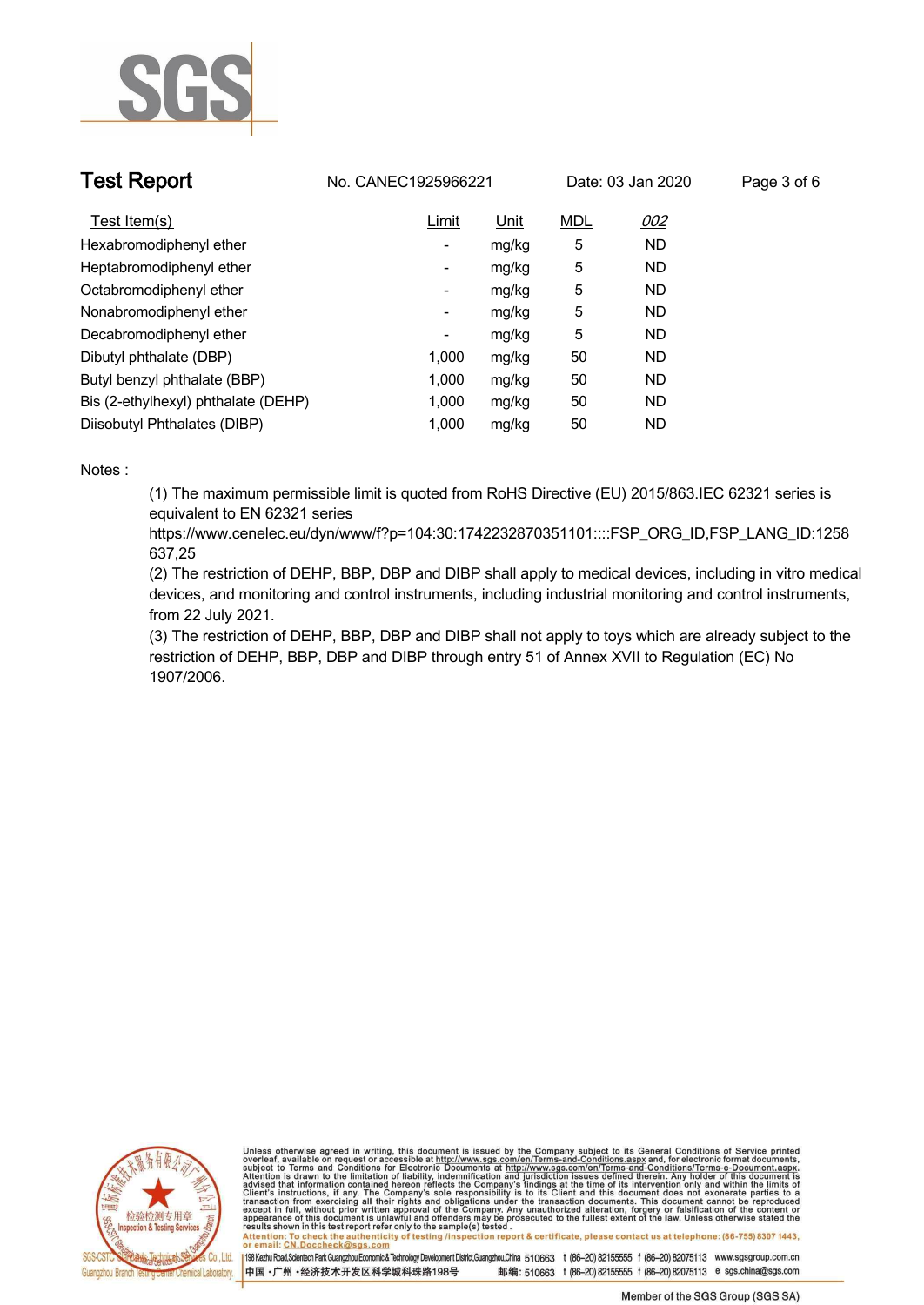| Test Item(s) | Limit | Unit | MDL | *002* |
|---|---|---|---|---|
| Hexabromodiphenyl ether | - | mg/kg | 5 | ND |
| Heptabromodiphenyl ether | - | mg/kg | 5 | ND |
| Octabromodiphenyl ether | - | mg/kg | 5 | ND |
| Nonabromodiphenyl ether | - | mg/kg | 5 | ND |
| Decabromodiphenyl ether | - | mg/kg | 5 | ND |
| Dibutyl phthalate (DBP) | 1,000 | mg/kg | 50 | ND |
| Butyl benzyl phthalate (BBP) | 1,000 | mg/kg | 50 | ND |
| Bis (2-ethylhexyl) phthalate (DEHP) | 1,000 | mg/kg | 50 | ND |
| Diisobutyl Phthalates (DIBP) | 1,000 | mg/kg | 50 | ND |

Notes :

(1) The maximum permissible limit is quoted from RoHS Directive (EU) 2015/863.IEC 62321 series is equivalent to EN 62321 series
https://www.cenelec.eu/dyn/www/f?p=104:30:1742232870351101::::FSP_ORG_ID,FSP_LANG_ID:1258637,25

(2) The restriction of DEHP, BBP, DBP and DIBP shall apply to medical devices, including in vitro medical devices, and monitoring and control instruments, including industrial monitoring and control instruments, from 22 July 2021.

(3) The restriction of DEHP, BBP, DBP and DIBP shall not apply to toys which are already subject to the restriction of DEHP, BBP, DBP and DIBP through entry 51 of Annex XVII to Regulation (EC) No 1907/2006.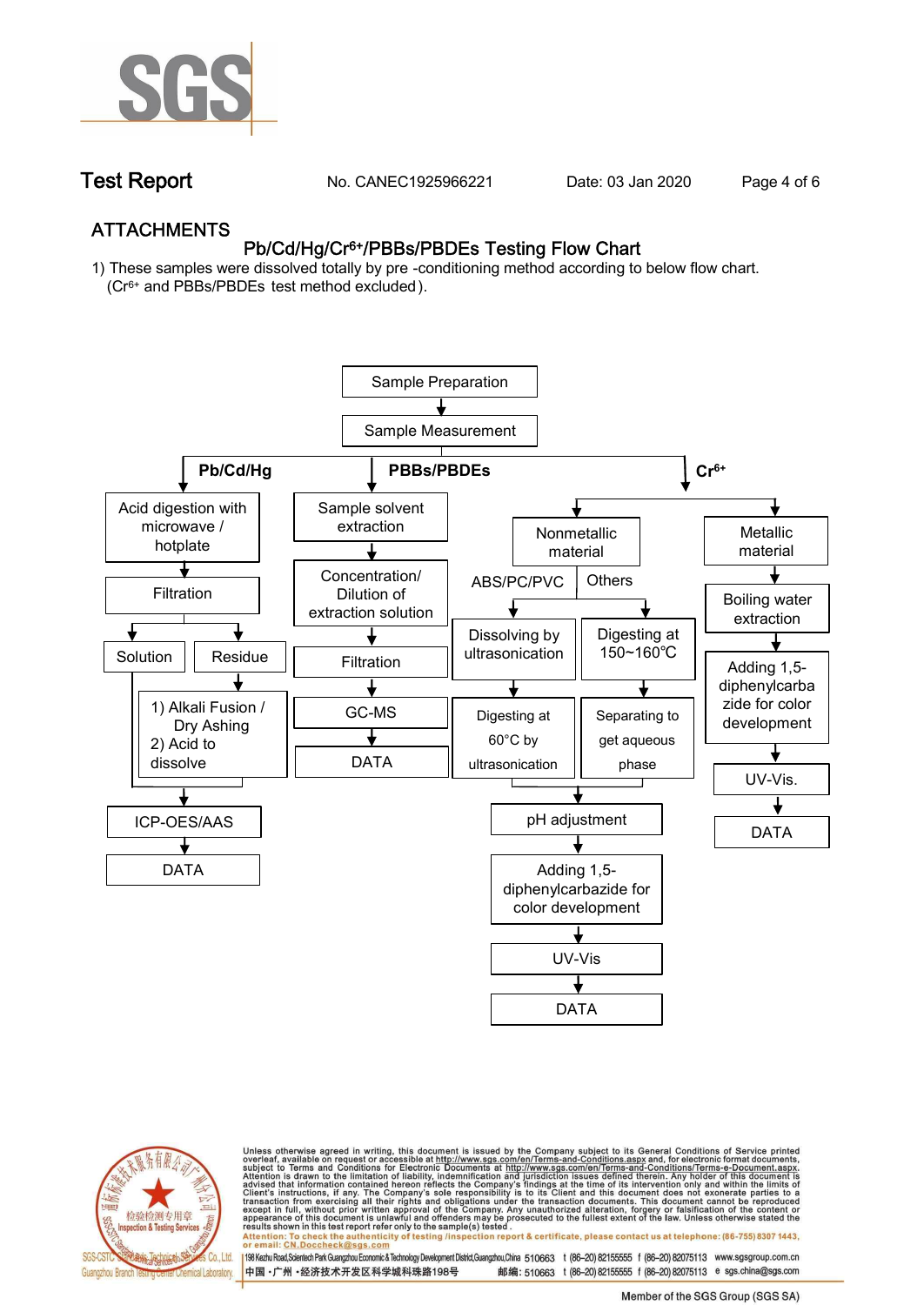## ATTACHMENTS

### Pb/Cd/Hg/$Cr^{6+}$/PBBs/PBDEs Testing Flow Chart

1) These samples were dissolved totally by pre -conditioning method according to below flow chart. ($Cr^{6+}$ and PBBs/PBDEs test method excluded).

Sample Preparation → Sample Measurement

**Pb/Cd/Hg**

- Acid digestion with microwave / hotplate
- Filtration
- Solution / Residue
  - Residue: 1) Alkali Fusion / Dry Ashing 2) Acid to dissolve
- ICP-OES/AAS
- DATA

**PBBs/PBDEs**

- Sample solvent extraction
- Concentration/ Dilution of extraction solution
- Filtration
- GC-MS
- DATA

**$Cr^{6+}$**

- Nonmetallic material
  - ABS/PC/PVC: Dissolving by ultrasonication → Digesting at 60°C by ultrasonication
  - Others: Digesting at 150~160℃ → Separating to get aqueous phase
  - pH adjustment
  - Adding 1,5-diphenylcarbazide for color development
  - UV-Vis
  - DATA
- Metallic material
  - Boiling water extraction
  - Adding 1,5-diphenylcarbazide for color development
  - UV-Vis.
  - DATA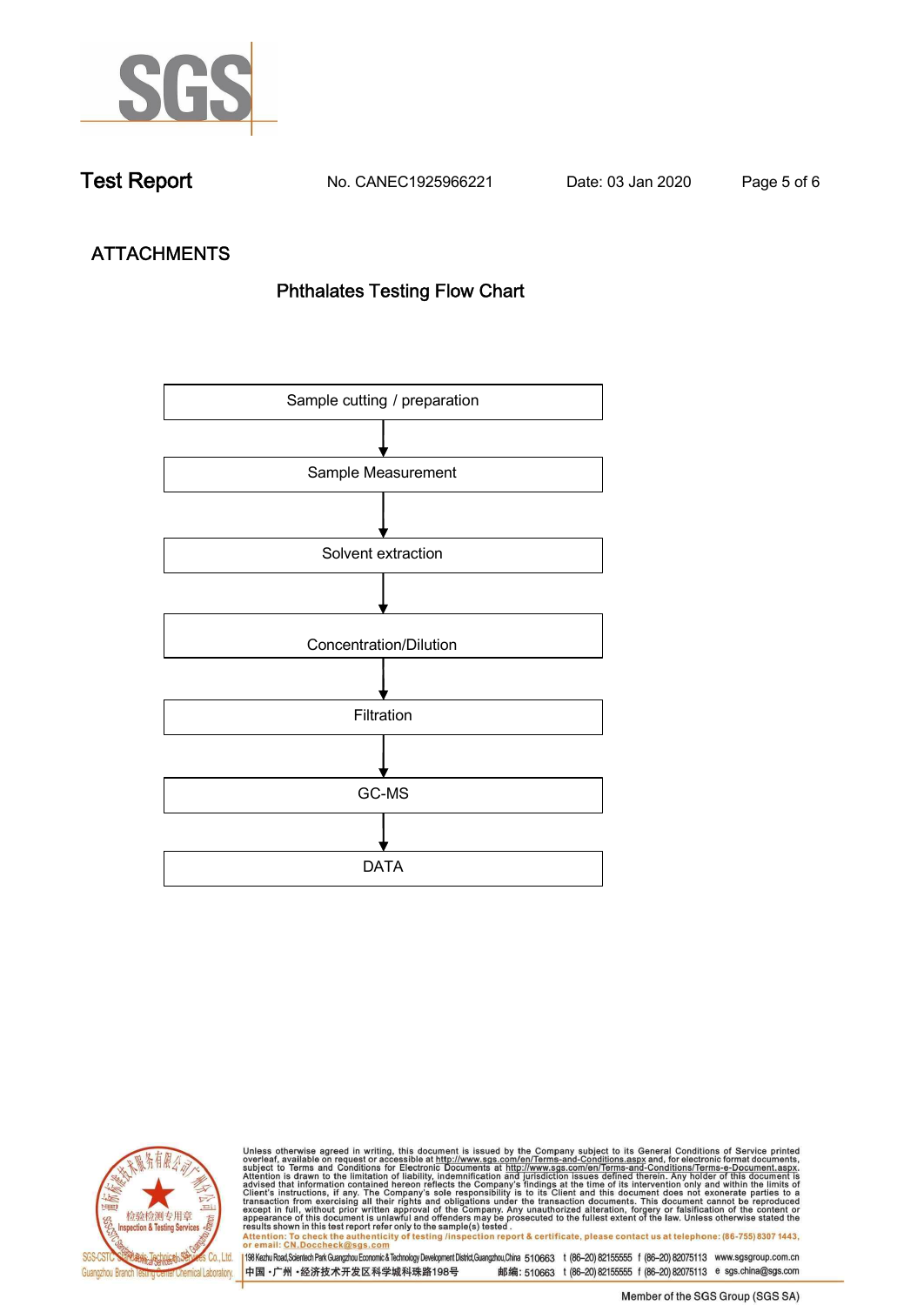# Test Report

No. CANEC1925966221    Date: 03 Jan 2020

## ATTACHMENTS

### Phthalates Testing Flow Chart

Sample cutting / preparation

↓

Sample Measurement

↓

Solvent extraction

↓

Concentration/Dilution

↓

Filtration

↓

GC-MS

↓

DATA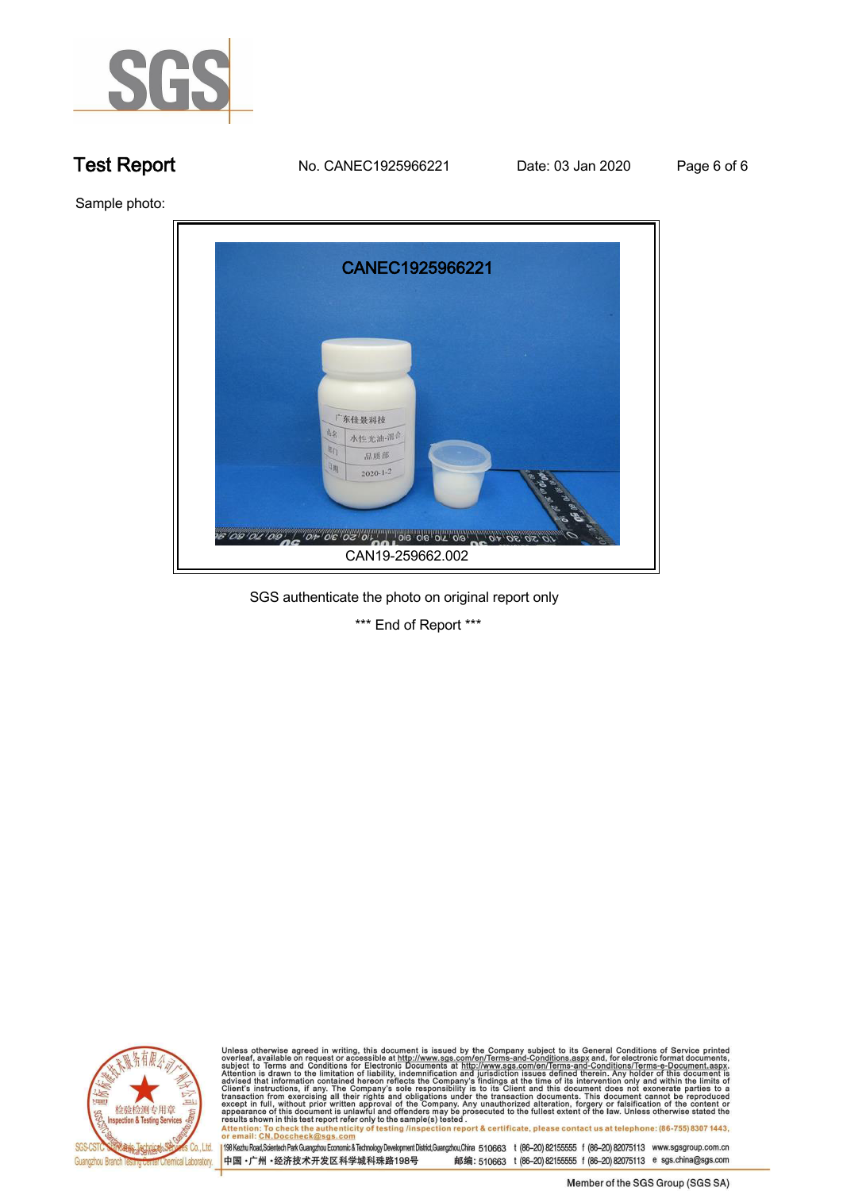Sample photo:

CANEC1925966221

CAN19-259662.002

SGS authenticate the photo on original report only

\*\*\* End of Report \*\*\*